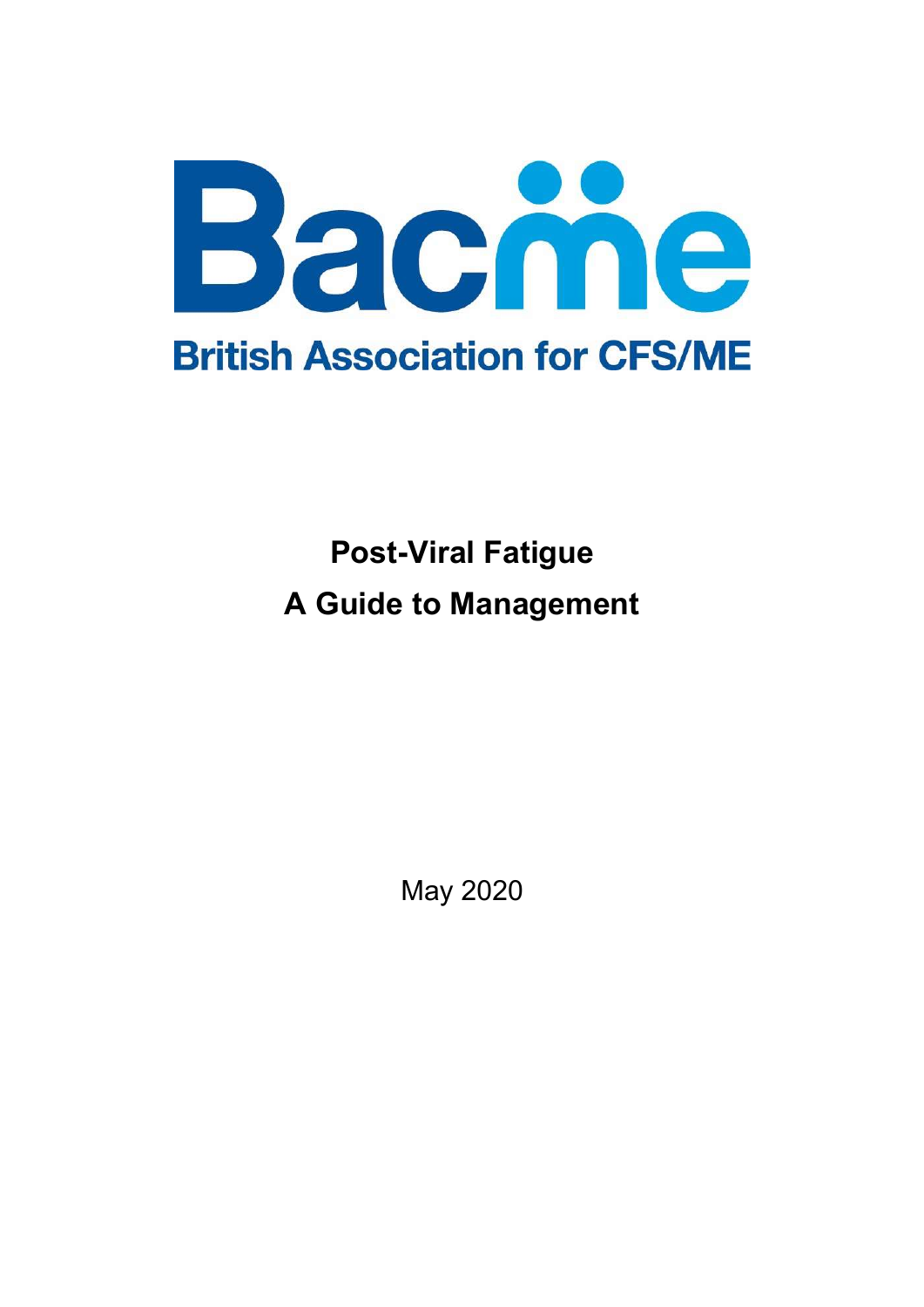# Bacme

**British Association for CFS/ME**

## Post-Viral Fatigue

## A Guide to Management

May 2020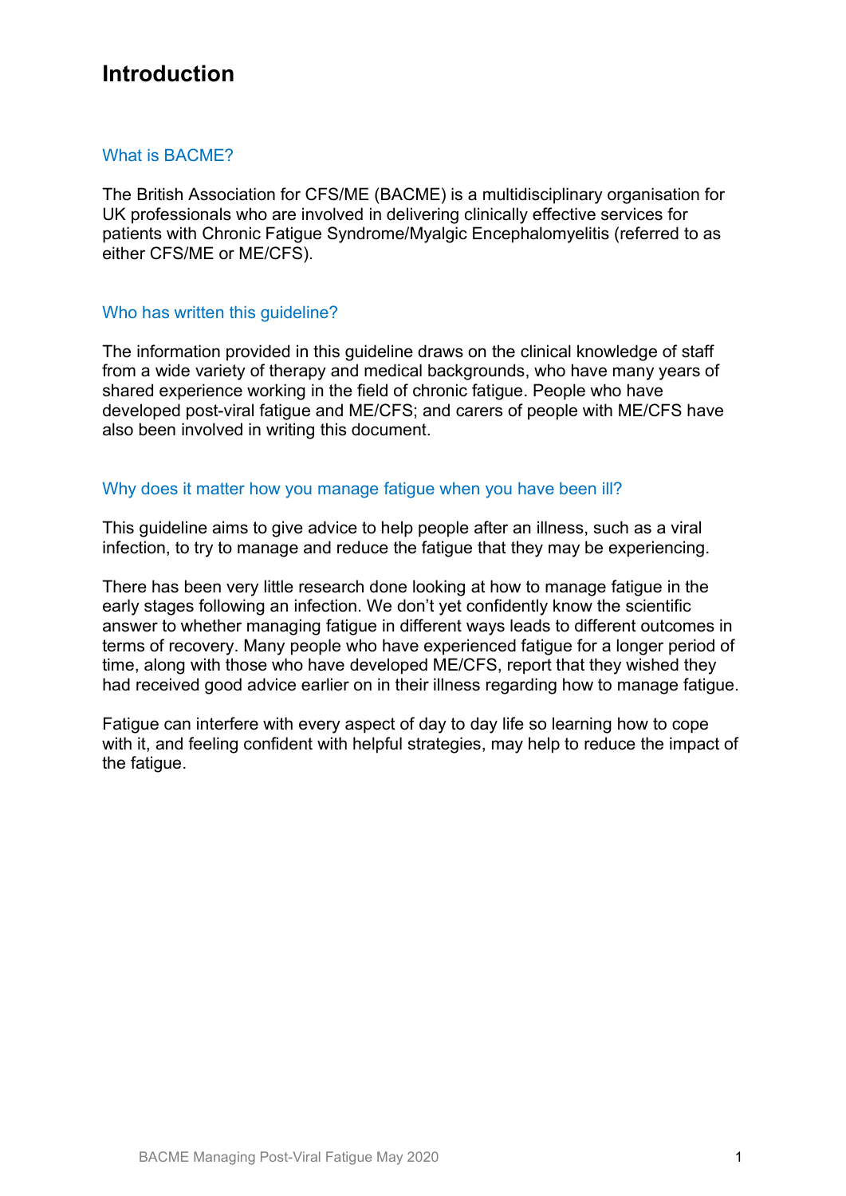# Introduction

## What is BACME?

The British Association for CFS/ME (BACME) is a multidisciplinary organisation for UK professionals who are involved in delivering clinically effective services for patients with Chronic Fatigue Syndrome/Myalgic Encephalomyelitis (referred to as either CFS/ME or ME/CFS).

## Who has written this guideline?

The information provided in this guideline draws on the clinical knowledge of staff from a wide variety of therapy and medical backgrounds, who have many years of shared experience working in the field of chronic fatigue. People who have developed post-viral fatigue and ME/CFS; and carers of people with ME/CFS have also been involved in writing this document.

## Why does it matter how you manage fatigue when you have been ill?

This guideline aims to give advice to help people after an illness, such as a viral infection, to try to manage and reduce the fatigue that they may be experiencing.

There has been very little research done looking at how to manage fatigue in the early stages following an infection. We don't yet confidently know the scientific answer to whether managing fatigue in different ways leads to different outcomes in terms of recovery. Many people who have experienced fatigue for a longer period of time, along with those who have developed ME/CFS, report that they wished they had received good advice earlier on in their illness regarding how to manage fatigue.

Fatigue can interfere with every aspect of day to day life so learning how to cope with it, and feeling confident with helpful strategies, may help to reduce the impact of the fatigue.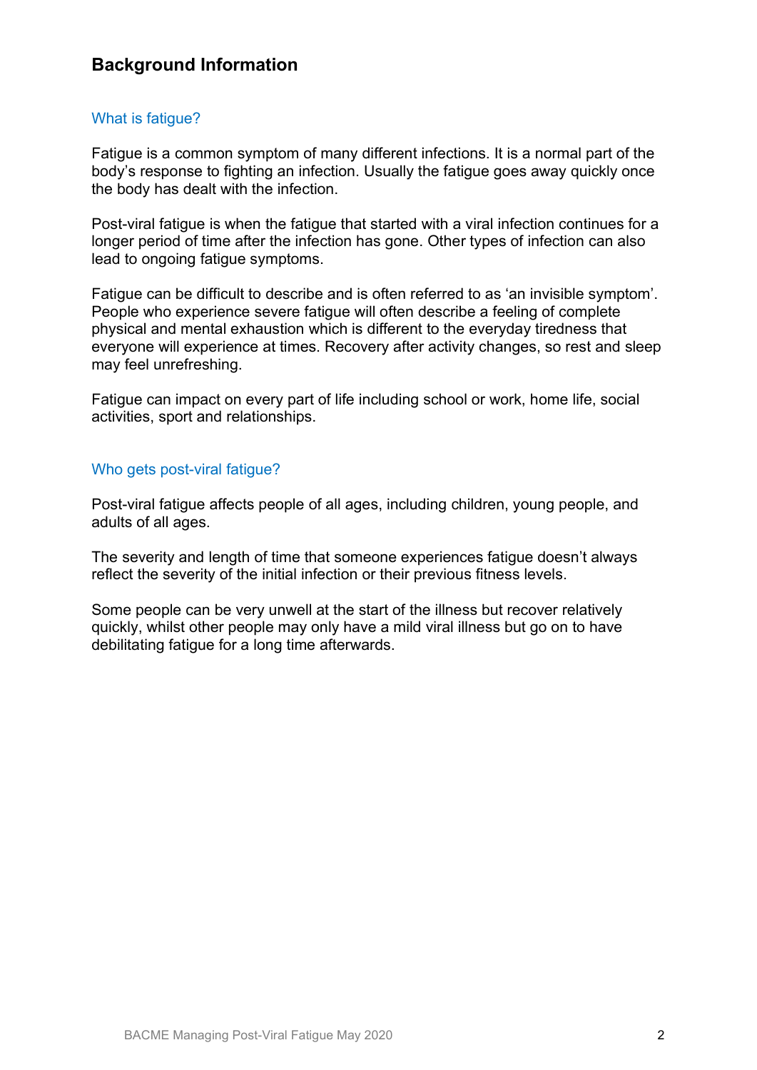## Background Information

### What is fatigue?

Fatigue is a common symptom of many different infections. It is a normal part of the body's response to fighting an infection. Usually the fatigue goes away quickly once the body has dealt with the infection.

Post-viral fatigue is when the fatigue that started with a viral infection continues for a longer period of time after the infection has gone. Other types of infection can also lead to ongoing fatigue symptoms.

Fatigue can be difficult to describe and is often referred to as 'an invisible symptom'. People who experience severe fatigue will often describe a feeling of complete physical and mental exhaustion which is different to the everyday tiredness that everyone will experience at times. Recovery after activity changes, so rest and sleep may feel unrefreshing.

Fatigue can impact on every part of life including school or work, home life, social activities, sport and relationships.

### Who gets post-viral fatigue?

Post-viral fatigue affects people of all ages, including children, young people, and adults of all ages.

The severity and length of time that someone experiences fatigue doesn't always reflect the severity of the initial infection or their previous fitness levels.

Some people can be very unwell at the start of the illness but recover relatively quickly, whilst other people may only have a mild viral illness but go on to have debilitating fatigue for a long time afterwards.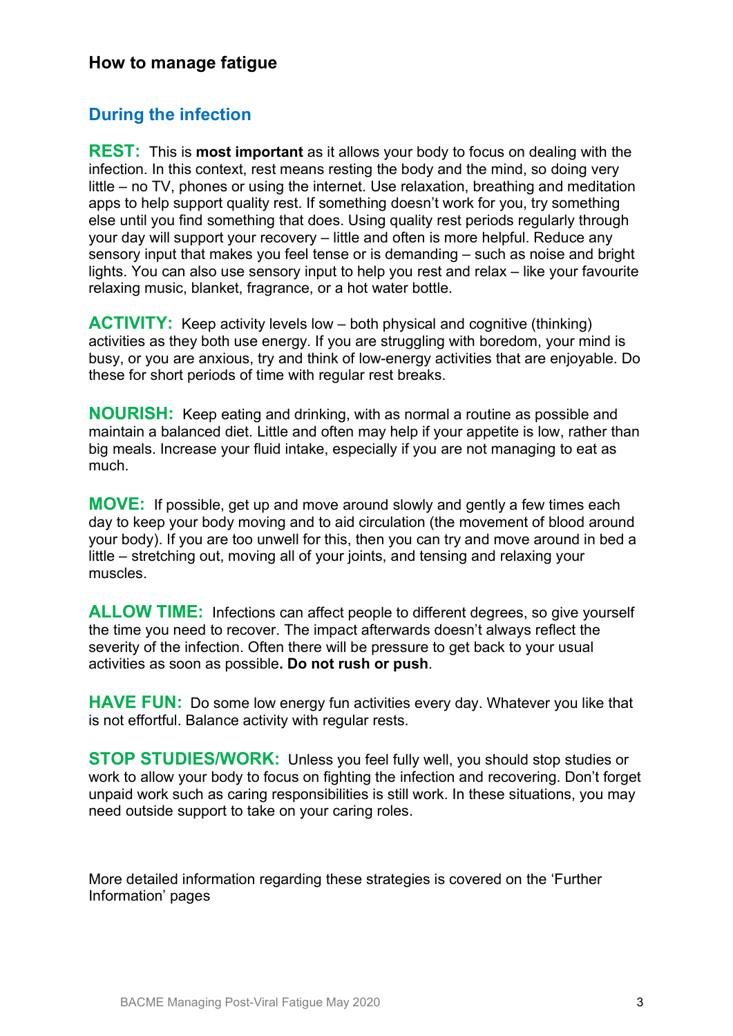## How to manage fatigue

### During the infection

**REST:** This is **most important** as it allows your body to focus on dealing with the infection. In this context, rest means resting the body and the mind, so doing very little – no TV, phones or using the internet. Use relaxation, breathing and meditation apps to help support quality rest. If something doesn't work for you, try something else until you find something that does. Using quality rest periods regularly through your day will support your recovery – little and often is more helpful. Reduce any sensory input that makes you feel tense or is demanding – such as noise and bright lights. You can also use sensory input to help you rest and relax – like your favourite relaxing music, blanket, fragrance, or a hot water bottle.

**ACTIVITY:** Keep activity levels low – both physical and cognitive (thinking) activities as they both use energy. If you are struggling with boredom, your mind is busy, or you are anxious, try and think of low-energy activities that are enjoyable. Do these for short periods of time with regular rest breaks.

**NOURISH:** Keep eating and drinking, with as normal a routine as possible and maintain a balanced diet. Little and often may help if your appetite is low, rather than big meals. Increase your fluid intake, especially if you are not managing to eat as much.

**MOVE:** If possible, get up and move around slowly and gently a few times each day to keep your body moving and to aid circulation (the movement of blood around your body). If you are too unwell for this, then you can try and move around in bed a little – stretching out, moving all of your joints, and tensing and relaxing your muscles.

**ALLOW TIME:** Infections can affect people to different degrees, so give yourself the time you need to recover. The impact afterwards doesn't always reflect the severity of the infection. Often there will be pressure to get back to your usual activities as soon as possible**. Do not rush or push**.

**HAVE FUN:** Do some low energy fun activities every day. Whatever you like that is not effortful. Balance activity with regular rests.

**STOP STUDIES/WORK:** Unless you feel fully well, you should stop studies or work to allow your body to focus on fighting the infection and recovering. Don't forget unpaid work such as caring responsibilities is still work. In these situations, you may need outside support to take on your caring roles.

More detailed information regarding these strategies is covered on the 'Further Information' pages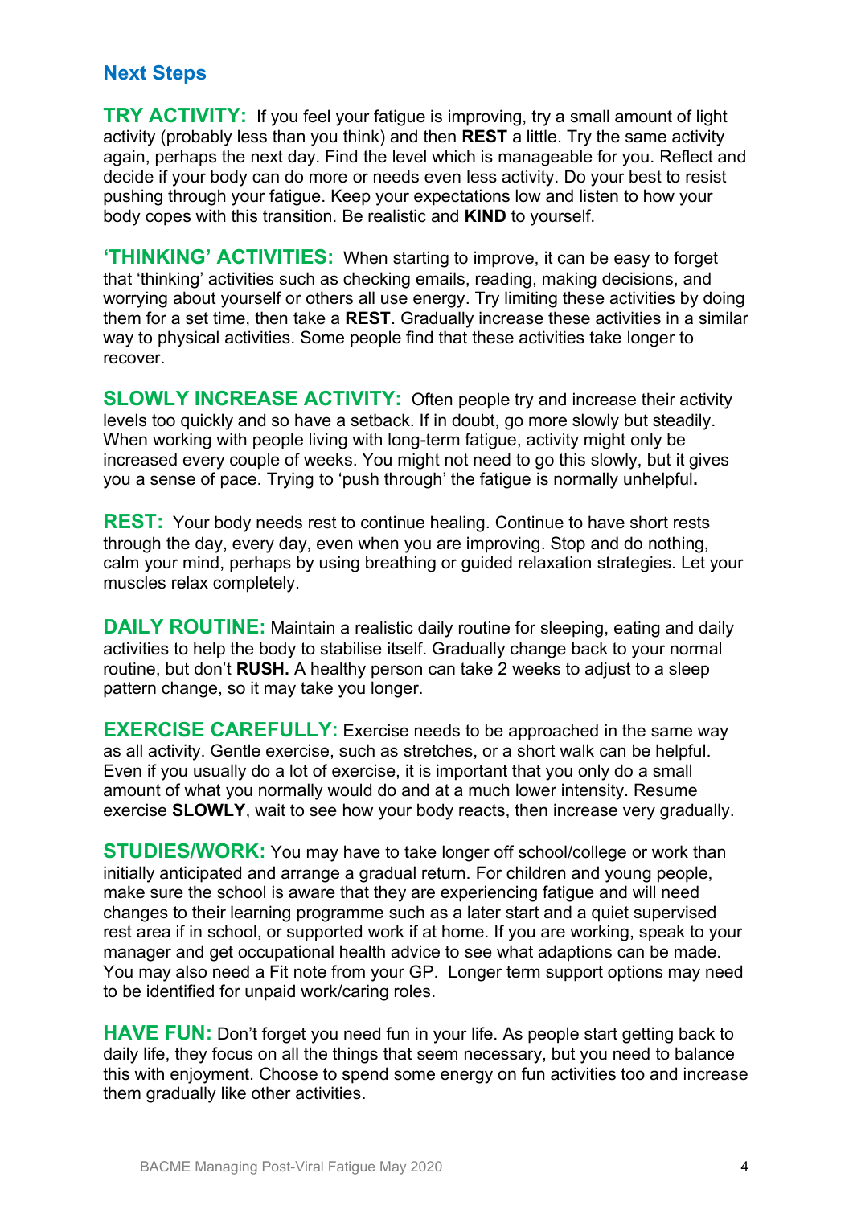## Next Steps

**TRY ACTIVITY:** If you feel your fatigue is improving, try a small amount of light activity (probably less than you think) and then **REST** a little. Try the same activity again, perhaps the next day. Find the level which is manageable for you. Reflect and decide if your body can do more or needs even less activity. Do your best to resist pushing through your fatigue. Keep your expectations low and listen to how your body copes with this transition. Be realistic and **KIND** to yourself.

**'THINKING' ACTIVITIES:** When starting to improve, it can be easy to forget that 'thinking' activities such as checking emails, reading, making decisions, and worrying about yourself or others all use energy. Try limiting these activities by doing them for a set time, then take a **REST**. Gradually increase these activities in a similar way to physical activities. Some people find that these activities take longer to recover.

**SLOWLY INCREASE ACTIVITY:** Often people try and increase their activity levels too quickly and so have a setback. If in doubt, go more slowly but steadily. When working with people living with long-term fatigue, activity might only be increased every couple of weeks. You might not need to go this slowly, but it gives you a sense of pace. Trying to 'push through' the fatigue is normally unhelpful**.**

**REST:** Your body needs rest to continue healing. Continue to have short rests through the day, every day, even when you are improving. Stop and do nothing, calm your mind, perhaps by using breathing or guided relaxation strategies. Let your muscles relax completely.

**DAILY ROUTINE:** Maintain a realistic daily routine for sleeping, eating and daily activities to help the body to stabilise itself. Gradually change back to your normal routine, but don't **RUSH.** A healthy person can take 2 weeks to adjust to a sleep pattern change, so it may take you longer.

**EXERCISE CAREFULLY:** Exercise needs to be approached in the same way as all activity. Gentle exercise, such as stretches, or a short walk can be helpful. Even if you usually do a lot of exercise, it is important that you only do a small amount of what you normally would do and at a much lower intensity. Resume exercise **SLOWLY**, wait to see how your body reacts, then increase very gradually.

**STUDIES/WORK:** You may have to take longer off school/college or work than initially anticipated and arrange a gradual return. For children and young people, make sure the school is aware that they are experiencing fatigue and will need changes to their learning programme such as a later start and a quiet supervised rest area if in school, or supported work if at home. If you are working, speak to your manager and get occupational health advice to see what adaptions can be made. You may also need a Fit note from your GP. Longer term support options may need to be identified for unpaid work/caring roles.

**HAVE FUN:** Don't forget you need fun in your life. As people start getting back to daily life, they focus on all the things that seem necessary, but you need to balance this with enjoyment. Choose to spend some energy on fun activities too and increase them gradually like other activities.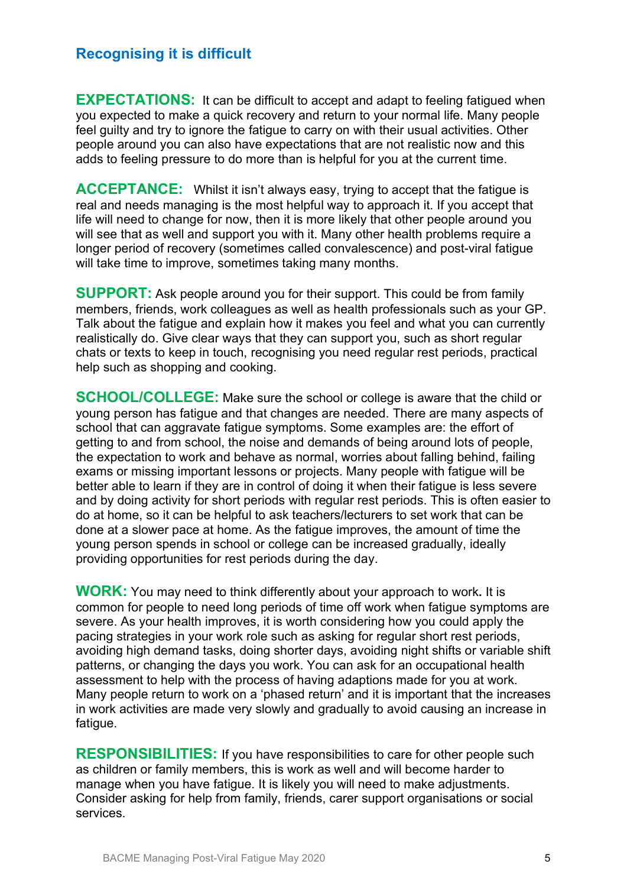## Recognising it is difficult

**EXPECTATIONS:** It can be difficult to accept and adapt to feeling fatigued when you expected to make a quick recovery and return to your normal life. Many people feel guilty and try to ignore the fatigue to carry on with their usual activities. Other people around you can also have expectations that are not realistic now and this adds to feeling pressure to do more than is helpful for you at the current time.

**ACCEPTANCE:** Whilst it isn't always easy, trying to accept that the fatigue is real and needs managing is the most helpful way to approach it. If you accept that life will need to change for now, then it is more likely that other people around you will see that as well and support you with it. Many other health problems require a longer period of recovery (sometimes called convalescence) and post-viral fatigue will take time to improve, sometimes taking many months.

**SUPPORT:** Ask people around you for their support. This could be from family members, friends, work colleagues as well as health professionals such as your GP. Talk about the fatigue and explain how it makes you feel and what you can currently realistically do. Give clear ways that they can support you, such as short regular chats or texts to keep in touch, recognising you need regular rest periods, practical help such as shopping and cooking.

**SCHOOL/COLLEGE:** Make sure the school or college is aware that the child or young person has fatigue and that changes are needed. There are many aspects of school that can aggravate fatigue symptoms. Some examples are: the effort of getting to and from school, the noise and demands of being around lots of people, the expectation to work and behave as normal, worries about falling behind, failing exams or missing important lessons or projects. Many people with fatigue will be better able to learn if they are in control of doing it when their fatigue is less severe and by doing activity for short periods with regular rest periods. This is often easier to do at home, so it can be helpful to ask teachers/lecturers to set work that can be done at a slower pace at home. As the fatigue improves, the amount of time the young person spends in school or college can be increased gradually, ideally providing opportunities for rest periods during the day.

**WORK:** You may need to think differently about your approach to work. It is common for people to need long periods of time off work when fatigue symptoms are severe. As your health improves, it is worth considering how you could apply the pacing strategies in your work role such as asking for regular short rest periods, avoiding high demand tasks, doing shorter days, avoiding night shifts or variable shift patterns, or changing the days you work. You can ask for an occupational health assessment to help with the process of having adaptions made for you at work. Many people return to work on a 'phased return' and it is important that the increases in work activities are made very slowly and gradually to avoid causing an increase in fatigue.

**RESPONSIBILITIES:** If you have responsibilities to care for other people such as children or family members, this is work as well and will become harder to manage when you have fatigue. It is likely you will need to make adjustments. Consider asking for help from family, friends, carer support organisations or social services.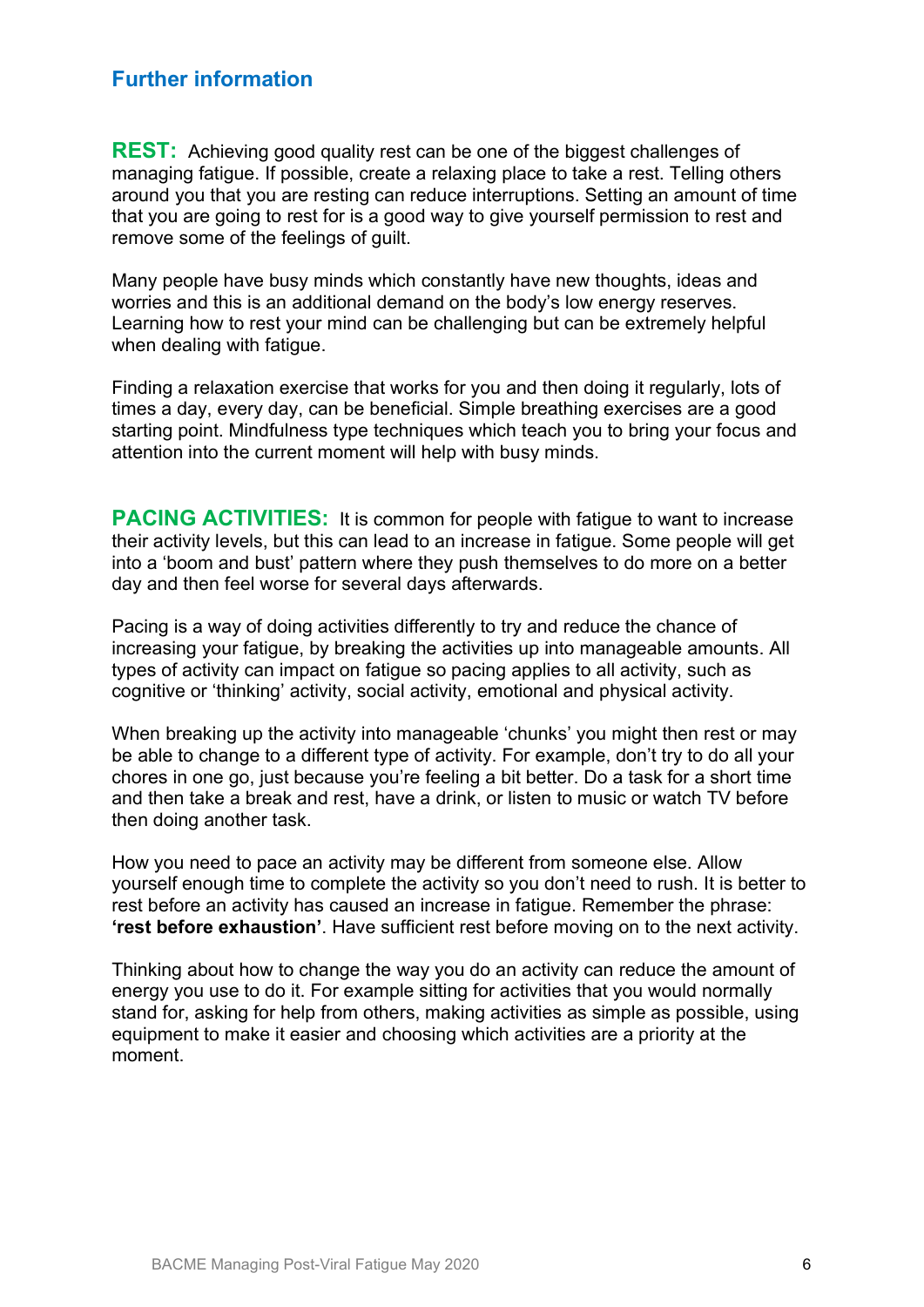## Further information

**REST:** Achieving good quality rest can be one of the biggest challenges of managing fatigue. If possible, create a relaxing place to take a rest. Telling others around you that you are resting can reduce interruptions. Setting an amount of time that you are going to rest for is a good way to give yourself permission to rest and remove some of the feelings of guilt.

Many people have busy minds which constantly have new thoughts, ideas and worries and this is an additional demand on the body's low energy reserves. Learning how to rest your mind can be challenging but can be extremely helpful when dealing with fatigue.

Finding a relaxation exercise that works for you and then doing it regularly, lots of times a day, every day, can be beneficial. Simple breathing exercises are a good starting point. Mindfulness type techniques which teach you to bring your focus and attention into the current moment will help with busy minds.

**PACING ACTIVITIES:** It is common for people with fatigue to want to increase their activity levels, but this can lead to an increase in fatigue. Some people will get into a 'boom and bust' pattern where they push themselves to do more on a better day and then feel worse for several days afterwards.

Pacing is a way of doing activities differently to try and reduce the chance of increasing your fatigue, by breaking the activities up into manageable amounts. All types of activity can impact on fatigue so pacing applies to all activity, such as cognitive or 'thinking' activity, social activity, emotional and physical activity.

When breaking up the activity into manageable 'chunks' you might then rest or may be able to change to a different type of activity. For example, don't try to do all your chores in one go, just because you're feeling a bit better. Do a task for a short time and then take a break and rest, have a drink, or listen to music or watch TV before then doing another task.

How you need to pace an activity may be different from someone else. Allow yourself enough time to complete the activity so you don't need to rush. It is better to rest before an activity has caused an increase in fatigue. Remember the phrase: **'rest before exhaustion'**. Have sufficient rest before moving on to the next activity.

Thinking about how to change the way you do an activity can reduce the amount of energy you use to do it. For example sitting for activities that you would normally stand for, asking for help from others, making activities as simple as possible, using equipment to make it easier and choosing which activities are a priority at the moment.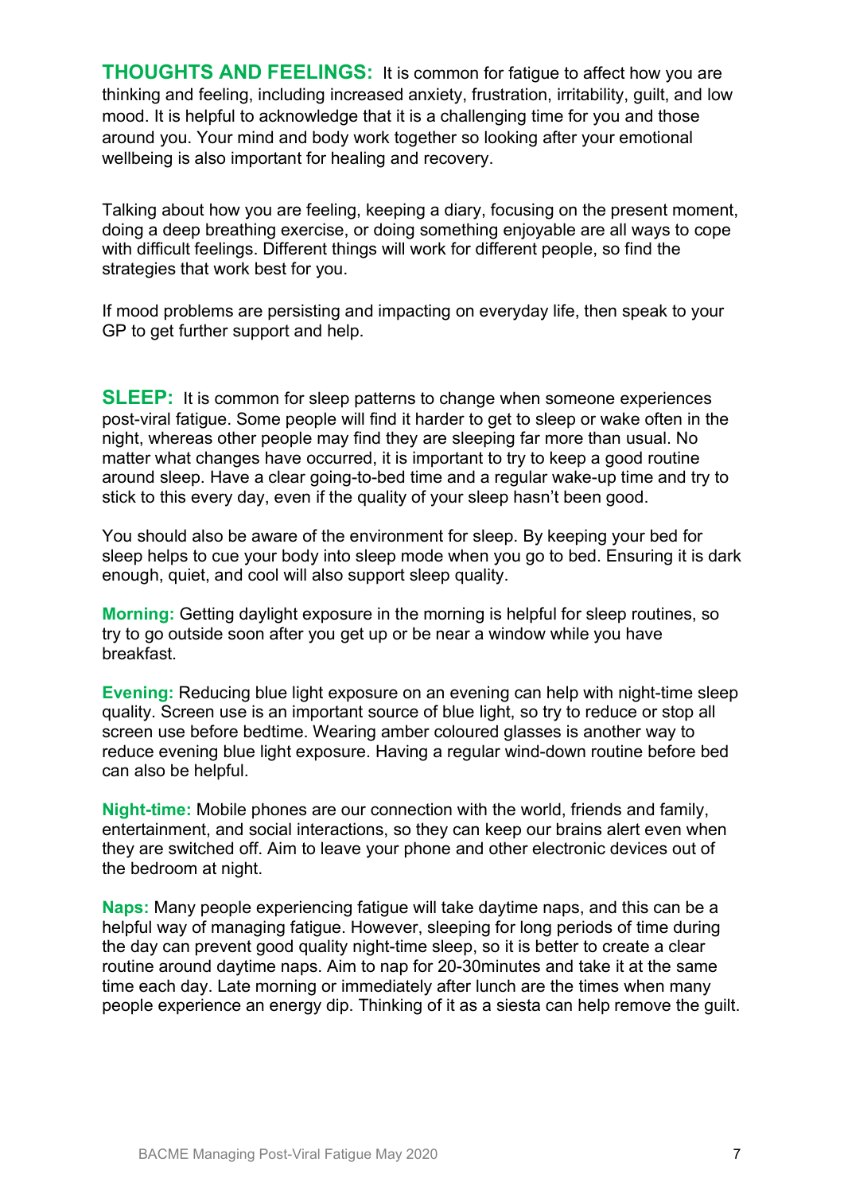**THOUGHTS AND FEELINGS:** It is common for fatigue to affect how you are thinking and feeling, including increased anxiety, frustration, irritability, guilt, and low mood. It is helpful to acknowledge that it is a challenging time for you and those around you. Your mind and body work together so looking after your emotional wellbeing is also important for healing and recovery.

Talking about how you are feeling, keeping a diary, focusing on the present moment, doing a deep breathing exercise, or doing something enjoyable are all ways to cope with difficult feelings. Different things will work for different people, so find the strategies that work best for you.

If mood problems are persisting and impacting on everyday life, then speak to your GP to get further support and help.

**SLEEP:** It is common for sleep patterns to change when someone experiences post-viral fatigue. Some people will find it harder to get to sleep or wake often in the night, whereas other people may find they are sleeping far more than usual. No matter what changes have occurred, it is important to try to keep a good routine around sleep. Have a clear going-to-bed time and a regular wake-up time and try to stick to this every day, even if the quality of your sleep hasn't been good.

You should also be aware of the environment for sleep. By keeping your bed for sleep helps to cue your body into sleep mode when you go to bed. Ensuring it is dark enough, quiet, and cool will also support sleep quality.

**Morning:** Getting daylight exposure in the morning is helpful for sleep routines, so try to go outside soon after you get up or be near a window while you have breakfast.

**Evening:** Reducing blue light exposure on an evening can help with night-time sleep quality. Screen use is an important source of blue light, so try to reduce or stop all screen use before bedtime. Wearing amber coloured glasses is another way to reduce evening blue light exposure. Having a regular wind-down routine before bed can also be helpful.

**Night-time:** Mobile phones are our connection with the world, friends and family, entertainment, and social interactions, so they can keep our brains alert even when they are switched off. Aim to leave your phone and other electronic devices out of the bedroom at night.

**Naps:** Many people experiencing fatigue will take daytime naps, and this can be a helpful way of managing fatigue. However, sleeping for long periods of time during the day can prevent good quality night-time sleep, so it is better to create a clear routine around daytime naps. Aim to nap for 20-30minutes and take it at the same time each day. Late morning or immediately after lunch are the times when many people experience an energy dip. Thinking of it as a siesta can help remove the guilt.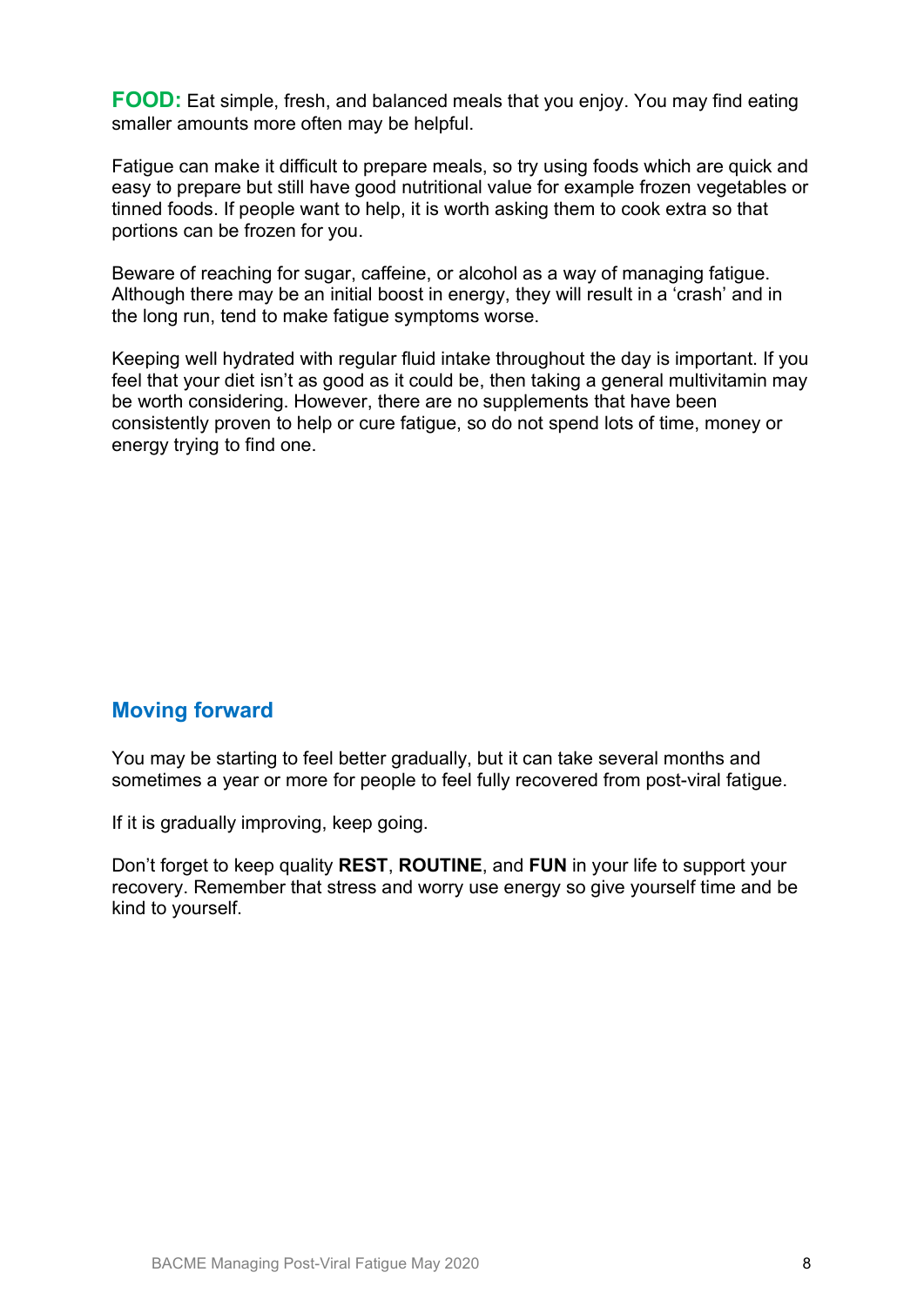**FOOD:** Eat simple, fresh, and balanced meals that you enjoy. You may find eating smaller amounts more often may be helpful.

Fatigue can make it difficult to prepare meals, so try using foods which are quick and easy to prepare but still have good nutritional value for example frozen vegetables or tinned foods. If people want to help, it is worth asking them to cook extra so that portions can be frozen for you.

Beware of reaching for sugar, caffeine, or alcohol as a way of managing fatigue. Although there may be an initial boost in energy, they will result in a 'crash' and in the long run, tend to make fatigue symptoms worse.

Keeping well hydrated with regular fluid intake throughout the day is important. If you feel that your diet isn't as good as it could be, then taking a general multivitamin may be worth considering. However, there are no supplements that have been consistently proven to help or cure fatigue, so do not spend lots of time, money or energy trying to find one.

## Moving forward

You may be starting to feel better gradually, but it can take several months and sometimes a year or more for people to feel fully recovered from post-viral fatigue.

If it is gradually improving, keep going.

Don't forget to keep quality **REST**, **ROUTINE**, and **FUN** in your life to support your recovery. Remember that stress and worry use energy so give yourself time and be kind to yourself.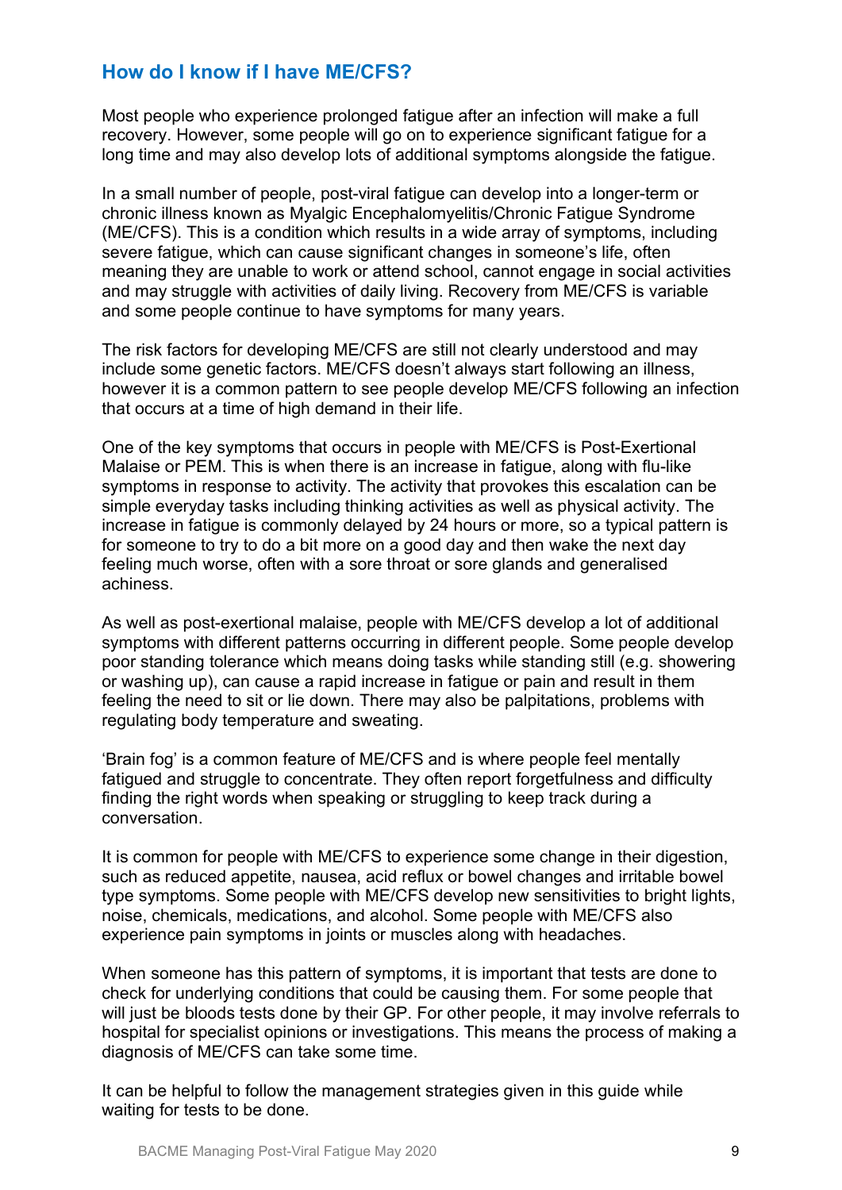## How do I know if I have ME/CFS?

Most people who experience prolonged fatigue after an infection will make a full recovery. However, some people will go on to experience significant fatigue for a long time and may also develop lots of additional symptoms alongside the fatigue.

In a small number of people, post-viral fatigue can develop into a longer-term or chronic illness known as Myalgic Encephalomyelitis/Chronic Fatigue Syndrome (ME/CFS). This is a condition which results in a wide array of symptoms, including severe fatigue, which can cause significant changes in someone's life, often meaning they are unable to work or attend school, cannot engage in social activities and may struggle with activities of daily living. Recovery from ME/CFS is variable and some people continue to have symptoms for many years.

The risk factors for developing ME/CFS are still not clearly understood and may include some genetic factors. ME/CFS doesn't always start following an illness, however it is a common pattern to see people develop ME/CFS following an infection that occurs at a time of high demand in their life.

One of the key symptoms that occurs in people with ME/CFS is Post-Exertional Malaise or PEM. This is when there is an increase in fatigue, along with flu-like symptoms in response to activity. The activity that provokes this escalation can be simple everyday tasks including thinking activities as well as physical activity. The increase in fatigue is commonly delayed by 24 hours or more, so a typical pattern is for someone to try to do a bit more on a good day and then wake the next day feeling much worse, often with a sore throat or sore glands and generalised achiness.

As well as post-exertional malaise, people with ME/CFS develop a lot of additional symptoms with different patterns occurring in different people. Some people develop poor standing tolerance which means doing tasks while standing still (e.g. showering or washing up), can cause a rapid increase in fatigue or pain and result in them feeling the need to sit or lie down. There may also be palpitations, problems with regulating body temperature and sweating.

'Brain fog' is a common feature of ME/CFS and is where people feel mentally fatigued and struggle to concentrate. They often report forgetfulness and difficulty finding the right words when speaking or struggling to keep track during a conversation.

It is common for people with ME/CFS to experience some change in their digestion, such as reduced appetite, nausea, acid reflux or bowel changes and irritable bowel type symptoms. Some people with ME/CFS develop new sensitivities to bright lights, noise, chemicals, medications, and alcohol. Some people with ME/CFS also experience pain symptoms in joints or muscles along with headaches.

When someone has this pattern of symptoms, it is important that tests are done to check for underlying conditions that could be causing them. For some people that will just be bloods tests done by their GP. For other people, it may involve referrals to hospital for specialist opinions or investigations. This means the process of making a diagnosis of ME/CFS can take some time.

It can be helpful to follow the management strategies given in this guide while waiting for tests to be done.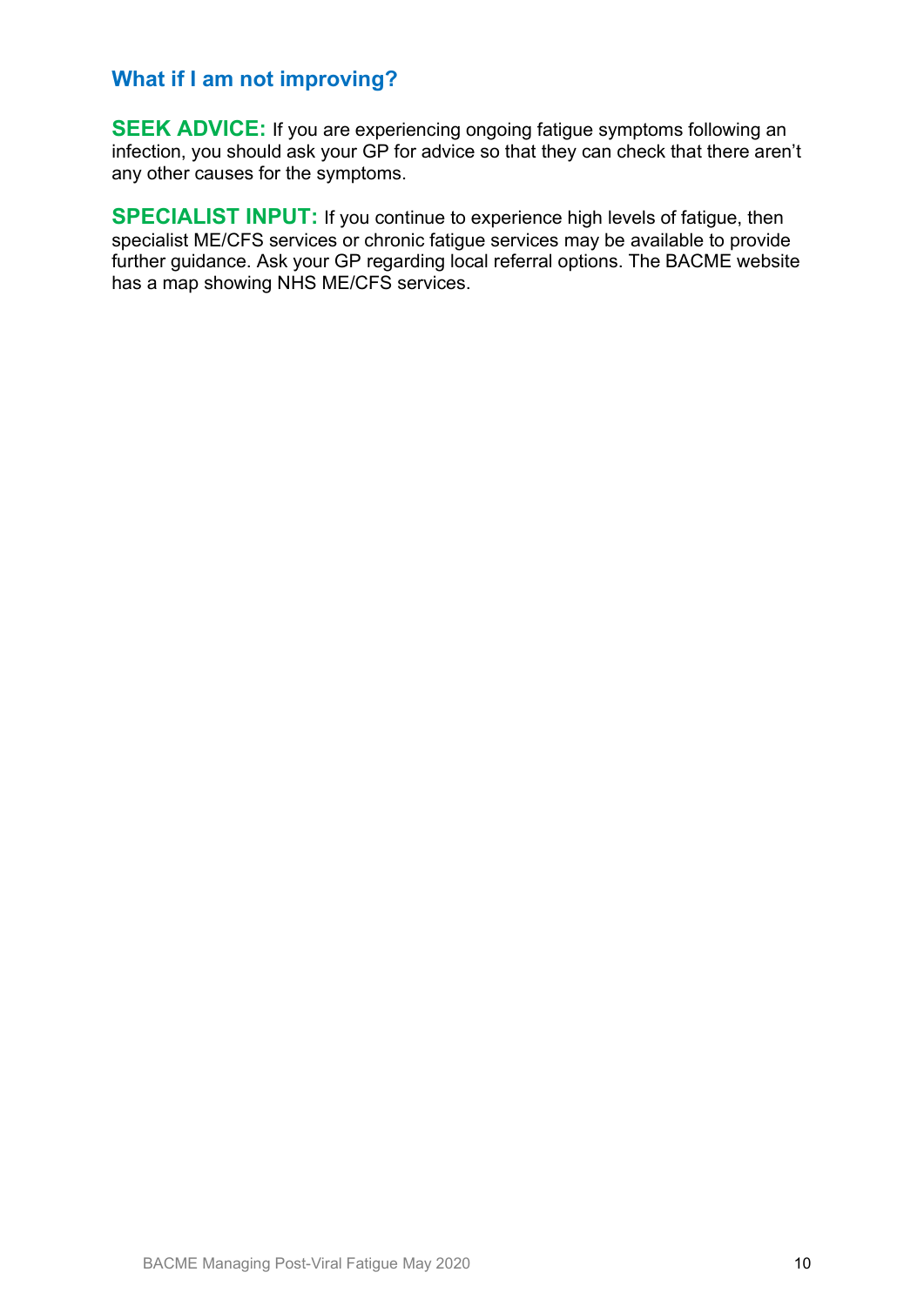## What if I am not improving?

**SEEK ADVICE:** If you are experiencing ongoing fatigue symptoms following an infection, you should ask your GP for advice so that they can check that there aren't any other causes for the symptoms.

**SPECIALIST INPUT:** If you continue to experience high levels of fatigue, then specialist ME/CFS services or chronic fatigue services may be available to provide further guidance. Ask your GP regarding local referral options. The BACME website has a map showing NHS ME/CFS services.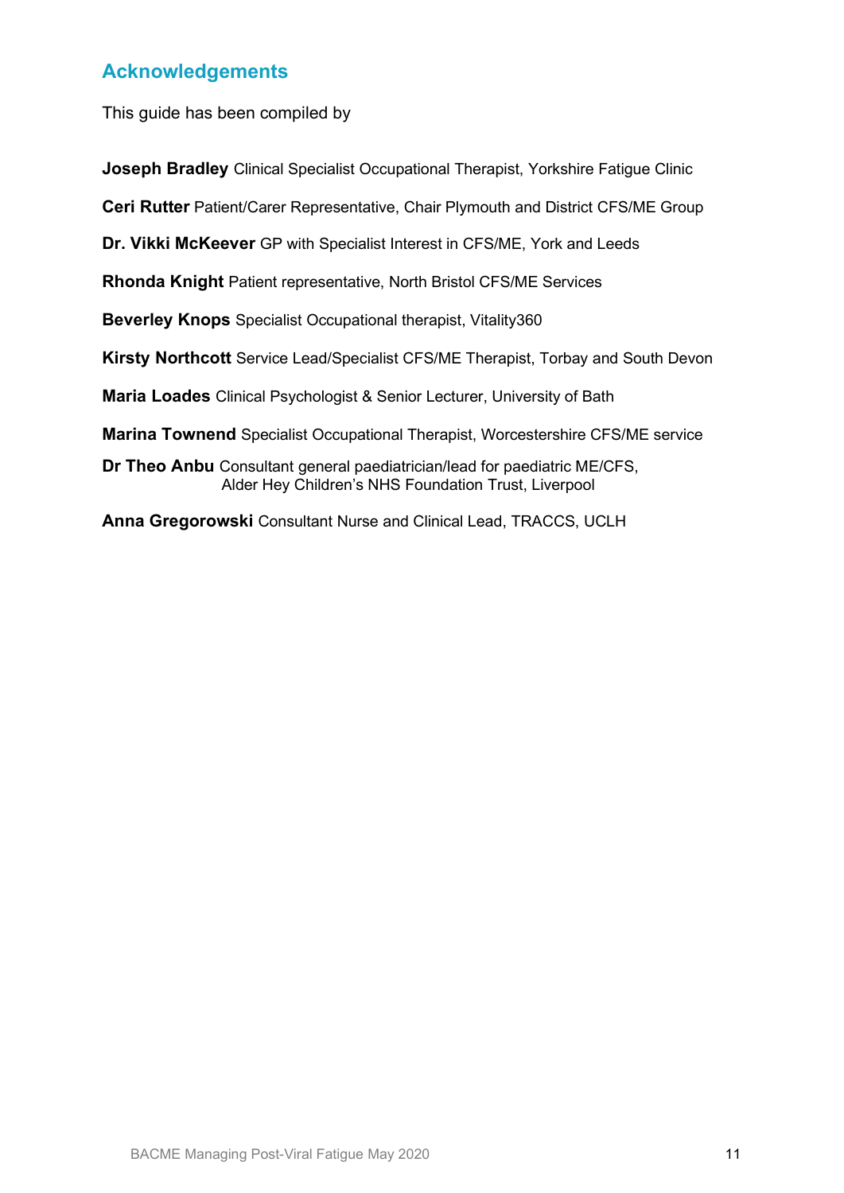## Acknowledgements

This guide has been compiled by

**Joseph Bradley** Clinical Specialist Occupational Therapist, Yorkshire Fatigue Clinic

**Ceri Rutter** Patient/Carer Representative, Chair Plymouth and District CFS/ME Group

**Dr. Vikki McKeever** GP with Specialist Interest in CFS/ME, York and Leeds

**Rhonda Knight** Patient representative, North Bristol CFS/ME Services

**Beverley Knops** Specialist Occupational therapist, Vitality360

**Kirsty Northcott** Service Lead/Specialist CFS/ME Therapist, Torbay and South Devon

**Maria Loades** Clinical Psychologist & Senior Lecturer, University of Bath

**Marina Townend** Specialist Occupational Therapist, Worcestershire CFS/ME service

**Dr Theo Anbu** Consultant general paediatrician/lead for paediatric ME/CFS, Alder Hey Children's NHS Foundation Trust, Liverpool

**Anna Gregorowski** Consultant Nurse and Clinical Lead, TRACCS, UCLH